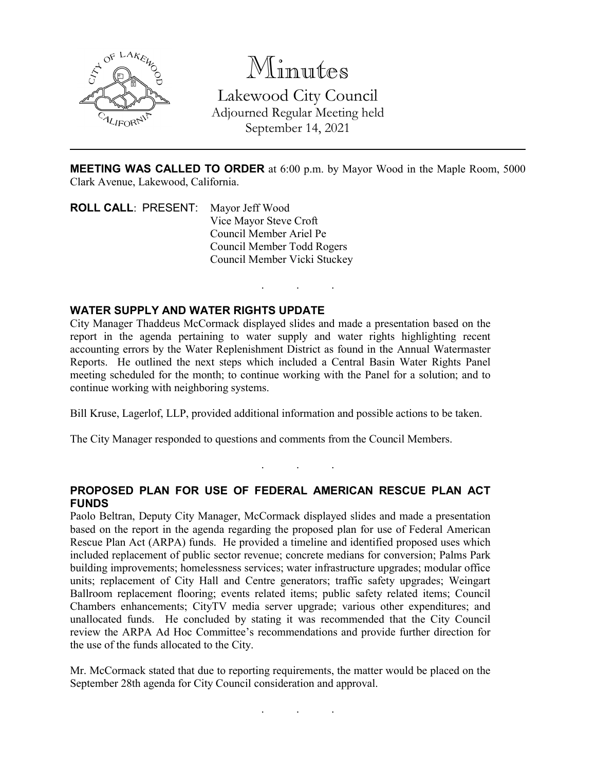# Minutes

## Lakewood City Council

Adjourned Regular Meeting held
September 14, 2021

---

**MEETING WAS CALLED TO ORDER** at 6:00 p.m. by Mayor Wood in the Maple Room, 5000 Clark Avenue, Lakewood, California.

**ROLL CALL**: PRESENT: Mayor Jeff Wood
Vice Mayor Steve Croft
Council Member Ariel Pe
Council Member Todd Rogers
Council Member Vicki Stuckey

. . .

**WATER SUPPLY AND WATER RIGHTS UPDATE**

City Manager Thaddeus McCormack displayed slides and made a presentation based on the report in the agenda pertaining to water supply and water rights highlighting recent accounting errors by the Water Replenishment District as found in the Annual Watermaster Reports. He outlined the next steps which included a Central Basin Water Rights Panel meeting scheduled for the month; to continue working with the Panel for a solution; and to continue working with neighboring systems.

Bill Kruse, Lagerlof, LLP, provided additional information and possible actions to be taken.

The City Manager responded to questions and comments from the Council Members.

. . .

**PROPOSED PLAN FOR USE OF FEDERAL AMERICAN RESCUE PLAN ACT FUNDS**

Paolo Beltran, Deputy City Manager, McCormack displayed slides and made a presentation based on the report in the agenda regarding the proposed plan for use of Federal American Rescue Plan Act (ARPA) funds. He provided a timeline and identified proposed uses which included replacement of public sector revenue; concrete medians for conversion; Palms Park building improvements; homelessness services; water infrastructure upgrades; modular office units; replacement of City Hall and Centre generators; traffic safety upgrades; Weingart Ballroom replacement flooring; events related items; public safety related items; Council Chambers enhancements; CityTV media server upgrade; various other expenditures; and unallocated funds. He concluded by stating it was recommended that the City Council review the ARPA Ad Hoc Committee's recommendations and provide further direction for the use of the funds allocated to the City.

Mr. McCormack stated that due to reporting requirements, the matter would be placed on the September 28th agenda for City Council consideration and approval.

. . .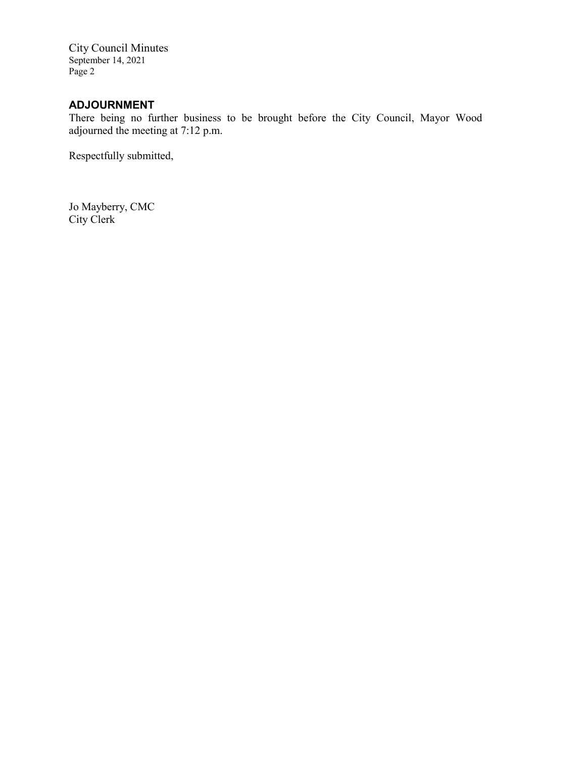## ADJOURNMENT

There being no further business to be brought before the City Council, Mayor Wood adjourned the meeting at 7:12 p.m.

Respectfully submitted,

Jo Mayberry, CMC
City Clerk